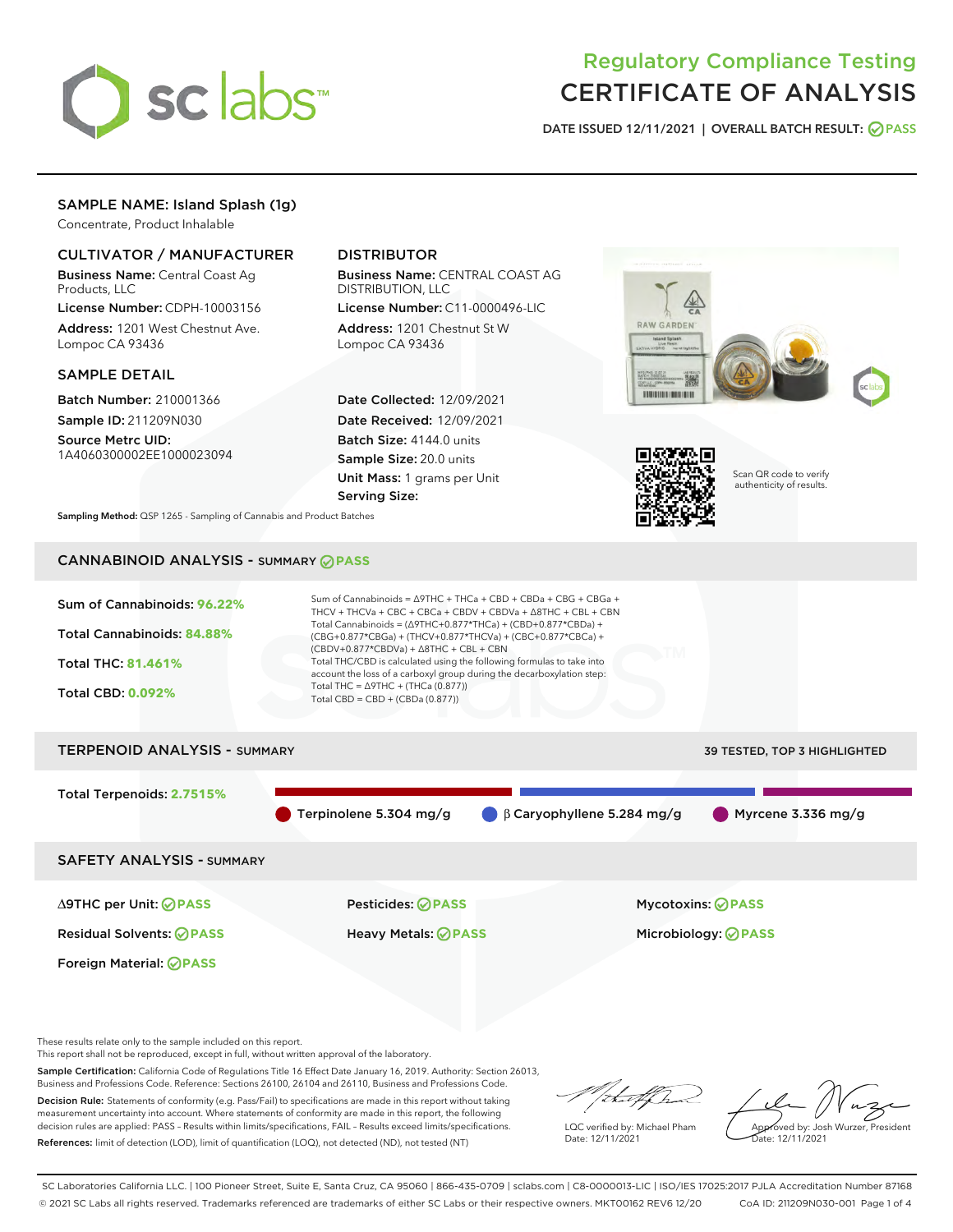# Regulatory Compliance Testing
# CERTIFICATE OF ANALYSIS

DATE ISSUED 12/11/2021 | OVERALL BATCH RESULT: PASS

## SAMPLE NAME: Island Splash (1g)

Concentrate, Product Inhalable

### CULTIVATOR / MANUFACTURER

**Business Name:** Central Coast Ag Products, LLC

**License Number:** CDPH-10003156

**Address:** 1201 West Chestnut Ave. Lompoc CA 93436

### DISTRIBUTOR

**Business Name:** CENTRAL COAST AG DISTRIBUTION, LLC

**License Number:** C11-0000496-LIC

**Address:** 1201 Chestnut St W Lompoc CA 93436

### SAMPLE DETAIL

**Batch Number:** 210001366

**Sample ID:** 211209N030

**Source Metrc UID:** 1A4060300002EE1000023094

**Date Collected:** 12/09/2021

**Date Received:** 12/09/2021

**Batch Size:** 4144.0 units

**Sample Size:** 20.0 units

**Unit Mass:** 1 grams per Unit

**Serving Size:**

**Sampling Method:** QSP 1265 - Sampling of Cannabis and Product Batches

Scan QR code to verify authenticity of results.

## CANNABINOID ANALYSIS - SUMMARY PASS

Sum of Cannabinoids: **96.22%**

Total Cannabinoids: **84.88%**

Total THC: **81.461%**

Total CBD: **0.092%**

Sum of Cannabinoids = Δ9THC + THCa + CBD + CBDa + CBG + CBGa + THCV + THCVa + CBC + CBCa + CBDV + CBDVa + Δ8THC + CBL + CBN

Total Cannabinoids = (Δ9THC+0.877*THCa) + (CBD+0.877*CBDa) + (CBG+0.877*CBGa) + (THCV+0.877*THCVa) + (CBC+0.877*CBCa) + (CBDV+0.877*CBDVa) + Δ8THC + CBL + CBN

Total THC/CBD is calculated using the following formulas to take into account the loss of a carboxyl group during the decarboxylation step:

Total THC = Δ9THC + (THCa (0.877))

Total CBD = CBD + (CBDa (0.877))

## TERPENOID ANALYSIS - SUMMARY

39 TESTED, TOP 3 HIGHLIGHTED

Total Terpenoids: **2.7515%**

Terpinolene 5.304 mg/g | β Caryophyllene 5.284 mg/g | Myrcene 3.336 mg/g

## SAFETY ANALYSIS - SUMMARY

Δ9THC per Unit: PASS

Pesticides: PASS

Mycotoxins: PASS

Residual Solvents: PASS

Heavy Metals: PASS

Microbiology: PASS

Foreign Material: PASS

These results relate only to the sample included on this report.

This report shall not be reproduced, except in full, without written approval of the laboratory.

**Sample Certification:** California Code of Regulations Title 16 Effect Date January 16, 2019. Authority: Section 26013, Business and Professions Code. Reference: Sections 26100, 26104 and 26110, Business and Professions Code.

**Decision Rule:** Statements of conformity (e.g. Pass/Fail) to specifications are made in this report without taking measurement uncertainty into account. Where statements of conformity are made in this report, the following decision rules are applied: PASS – Results within limits/specifications, FAIL – Results exceed limits/specifications.

**References:** limit of detection (LOD), limit of quantification (LOQ), not detected (ND), not tested (NT)

LQC verified by: Michael Pham
Date: 12/11/2021

Approved by: Josh Wurzer, President
Date: 12/11/2021

SC Laboratories California LLC. | 100 Pioneer Street, Suite E, Santa Cruz, CA 95060 | 866-435-0709 | sclabs.com | C8-0000013-LIC | ISO/IES 17025:2017 PJLA Accreditation Number 87168
© 2021 SC Labs all rights reserved. Trademarks referenced are trademarks of either SC Labs or their respective owners. MKT00162 REV6 12/20 CoA ID: 211209N030-001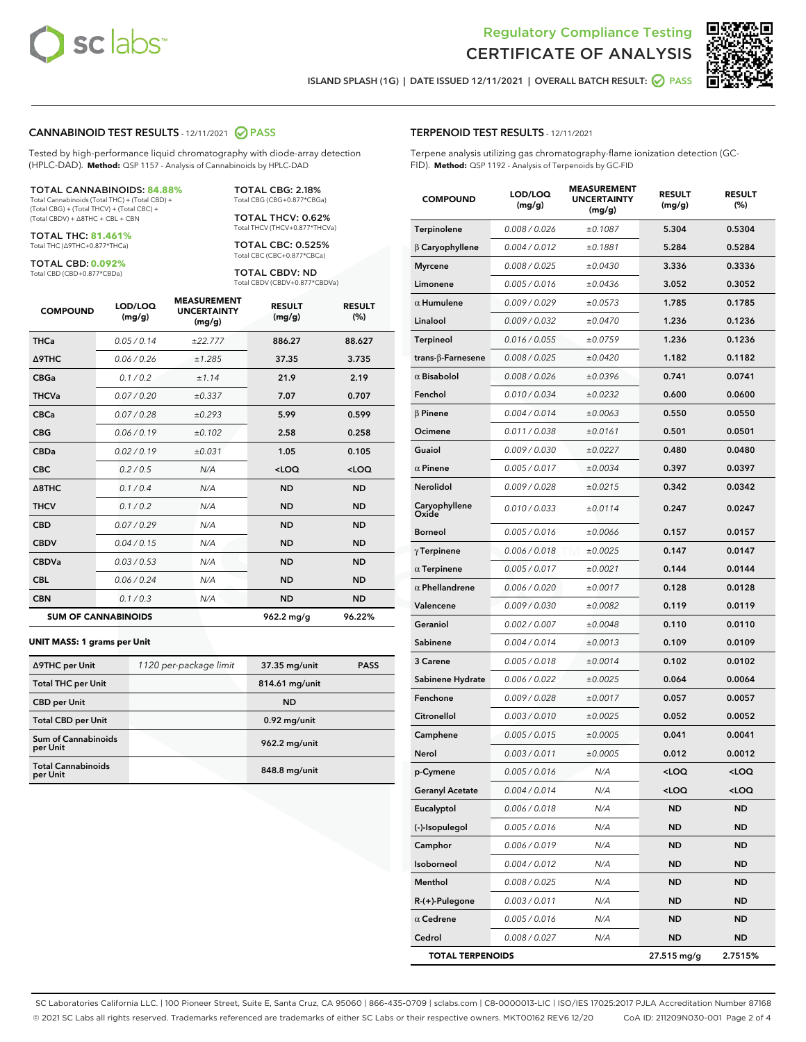Regulatory Compliance Testing

# CERTIFICATE OF ANALYSIS

ISLAND SPLASH (1G) | DATE ISSUED 12/11/2021 | OVERALL BATCH RESULT: PASS

## CANNABINOID TEST RESULTS - 12/11/2021 PASS

Tested by high-performance liquid chromatography with diode-array detection (HPLC-DAD). **Method:** QSP 1157 - Analysis of Cannabinoids by HPLC-DAD

**TOTAL CANNABINOIDS: 84.88%**
Total Cannabinoids (Total THC) + (Total CBD) + (Total CBG) + (Total THCV) + (Total CBC) + (Total CBDV) + Δ8THC + CBL + CBN

**TOTAL THC: 81.461%**
Total THC (Δ9THC+0.877*THCa)

**TOTAL CBD: 0.092%**
Total CBD (CBD+0.877*CBDa)

**TOTAL CBG: 2.18%**
Total CBG (CBG+0.877*CBGa)

**TOTAL THCV: 0.62%**
Total THCV (THCV+0.877*THCVa)

**TOTAL CBC: 0.525%**
Total CBC (CBC+0.877*CBCa)

**TOTAL CBDV: ND**
Total CBDV (CBDV+0.877*CBDVa)

| COMPOUND | LOD/LOQ (mg/g) | MEASUREMENT UNCERTAINTY (mg/g) | RESULT (mg/g) | RESULT (%) |
|---|---|---|---|---|
| THCa | 0.05 / 0.14 | ±22.777 | 886.27 | 88.627 |
| Δ9THC | 0.06 / 0.26 | ±1.285 | 37.35 | 3.735 |
| CBGa | 0.1 / 0.2 | ±1.14 | 21.9 | 2.19 |
| THCVa | 0.07 / 0.20 | ±0.337 | 7.07 | 0.707 |
| CBCa | 0.07 / 0.28 | ±0.293 | 5.99 | 0.599 |
| CBG | 0.06 / 0.19 | ±0.102 | 2.58 | 0.258 |
| CBDa | 0.02 / 0.19 | ±0.031 | 1.05 | 0.105 |
| CBC | 0.2 / 0.5 | N/A | <LOQ | <LOQ |
| Δ8THC | 0.1 / 0.4 | N/A | ND | ND |
| THCV | 0.1 / 0.2 | N/A | ND | ND |
| CBD | 0.07 / 0.29 | N/A | ND | ND |
| CBDV | 0.04 / 0.15 | N/A | ND | ND |
| CBDVa | 0.03 / 0.53 | N/A | ND | ND |
| CBL | 0.06 / 0.24 | N/A | ND | ND |
| CBN | 0.1 / 0.3 | N/A | ND | ND |
| **SUM OF CANNABINOIDS** | | | **962.2 mg/g** | **96.22%** |

**UNIT MASS: 1 grams per Unit**

| | | | |
|---|---|---|---|
| Δ9THC per Unit | 1120 per-package limit | 37.35 mg/unit | PASS |
| Total THC per Unit | | 814.61 mg/unit | |
| CBD per Unit | | ND | |
| Total CBD per Unit | | 0.92 mg/unit | |
| Sum of Cannabinoids per Unit | | 962.2 mg/unit | |
| Total Cannabinoids per Unit | | 848.8 mg/unit | |

## TERPENOID TEST RESULTS - 12/11/2021

Terpene analysis utilizing gas chromatography-flame ionization detection (GC-FID). **Method:** QSP 1192 - Analysis of Terpenoids by GC-FID

| COMPOUND | LOD/LOQ (mg/g) | MEASUREMENT UNCERTAINTY (mg/g) | RESULT (mg/g) | RESULT (%) |
|---|---|---|---|---|
| Terpinolene | 0.008 / 0.026 | ±0.1087 | 5.304 | 0.5304 |
| β Caryophyllene | 0.004 / 0.012 | ±0.1881 | 5.284 | 0.5284 |
| Myrcene | 0.008 / 0.025 | ±0.0430 | 3.336 | 0.3336 |
| Limonene | 0.005 / 0.016 | ±0.0436 | 3.052 | 0.3052 |
| α Humulene | 0.009 / 0.029 | ±0.0573 | 1.785 | 0.1785 |
| Linalool | 0.009 / 0.032 | ±0.0470 | 1.236 | 0.1236 |
| Terpineol | 0.016 / 0.055 | ±0.0759 | 1.236 | 0.1236 |
| trans-β-Farnesene | 0.008 / 0.025 | ±0.0420 | 1.182 | 0.1182 |
| α Bisabolol | 0.008 / 0.026 | ±0.0396 | 0.741 | 0.0741 |
| Fenchol | 0.010 / 0.034 | ±0.0232 | 0.600 | 0.0600 |
| β Pinene | 0.004 / 0.014 | ±0.0063 | 0.550 | 0.0550 |
| Ocimene | 0.011 / 0.038 | ±0.0161 | 0.501 | 0.0501 |
| Guaiol | 0.009 / 0.030 | ±0.0227 | 0.480 | 0.0480 |
| α Pinene | 0.005 / 0.017 | ±0.0034 | 0.397 | 0.0397 |
| Nerolidol | 0.009 / 0.028 | ±0.0215 | 0.342 | 0.0342 |
| Caryophyllene Oxide | 0.010 / 0.033 | ±0.0114 | 0.247 | 0.0247 |
| Borneol | 0.005 / 0.016 | ±0.0066 | 0.157 | 0.0157 |
| γ Terpinene | 0.006 / 0.018 | ±0.0025 | 0.147 | 0.0147 |
| α Terpinene | 0.005 / 0.017 | ±0.0021 | 0.144 | 0.0144 |
| α Phellandrene | 0.006 / 0.020 | ±0.0017 | 0.128 | 0.0128 |
| Valencene | 0.009 / 0.030 | ±0.0082 | 0.119 | 0.0119 |
| Geraniol | 0.002 / 0.007 | ±0.0048 | 0.110 | 0.0110 |
| Sabinene | 0.004 / 0.014 | ±0.0013 | 0.109 | 0.0109 |
| 3 Carene | 0.005 / 0.018 | ±0.0014 | 0.102 | 0.0102 |
| Sabinene Hydrate | 0.006 / 0.022 | ±0.0025 | 0.064 | 0.0064 |
| Fenchone | 0.009 / 0.028 | ±0.0017 | 0.057 | 0.0057 |
| Citronellol | 0.003 / 0.010 | ±0.0025 | 0.052 | 0.0052 |
| Camphene | 0.005 / 0.015 | ±0.0005 | 0.041 | 0.0041 |
| Nerol | 0.003 / 0.011 | ±0.0005 | 0.012 | 0.0012 |
| p-Cymene | 0.005 / 0.016 | N/A | <LOQ | <LOQ |
| Geranyl Acetate | 0.004 / 0.014 | N/A | <LOQ | <LOQ |
| Eucalyptol | 0.006 / 0.018 | N/A | ND | ND |
| (-)-Isopulegol | 0.005 / 0.016 | N/A | ND | ND |
| Camphor | 0.006 / 0.019 | N/A | ND | ND |
| Isoborneol | 0.004 / 0.012 | N/A | ND | ND |
| Menthol | 0.008 / 0.025 | N/A | ND | ND |
| R-(+)-Pulegone | 0.003 / 0.011 | N/A | ND | ND |
| α Cedrene | 0.005 / 0.016 | N/A | ND | ND |
| Cedrol | 0.008 / 0.027 | N/A | ND | ND |
| **TOTAL TERPENOIDS** | | | **27.515 mg/g** | **2.7515%** |

SC Laboratories California LLC. | 100 Pioneer Street, Suite E, Santa Cruz, CA 95060 | 866-435-0709 | sclabs.com | C8-0000013-LIC | ISO/IES 17025:2017 PJLA Accreditation Number 87168
© 2021 SC Labs all rights reserved. Trademarks referenced are trademarks of either SC Labs or their respective owners. MKT00162 REV6 12/20 CoA ID: 211209N030-001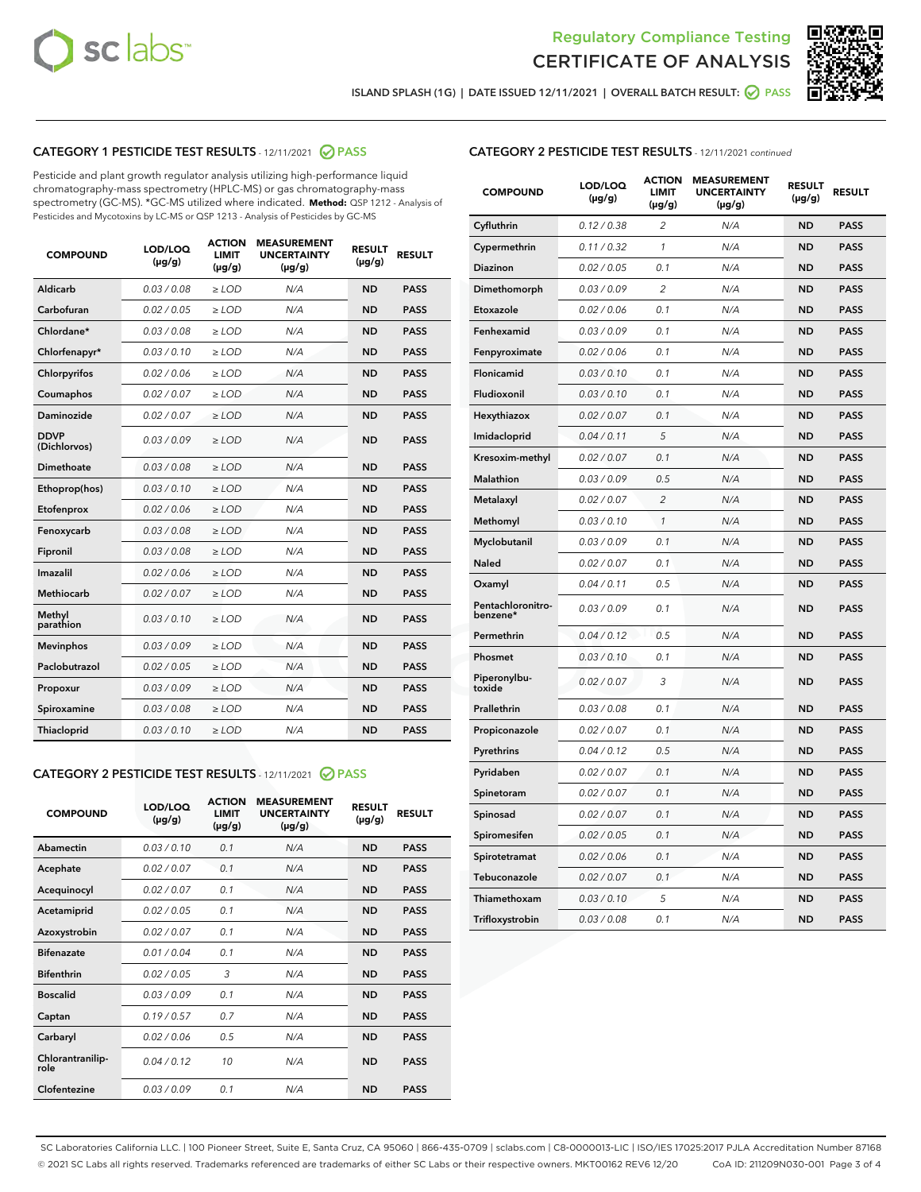Regulatory Compliance Testing
CERTIFICATE OF ANALYSIS

ISLAND SPLASH (1G) | DATE ISSUED 12/11/2021 | OVERALL BATCH RESULT: PASS

## CATEGORY 1 PESTICIDE TEST RESULTS - 12/11/2021 PASS

Pesticide and plant growth regulator analysis utilizing high-performance liquid chromatography-mass spectrometry (HPLC-MS) or gas chromatography-mass spectrometry (GC-MS). *GC-MS utilized where indicated. **Method:** QSP 1212 - Analysis of Pesticides and Mycotoxins by LC-MS or QSP 1213 - Analysis of Pesticides by GC-MS

| COMPOUND | LOD/LOQ (μg/g) | ACTION LIMIT (μg/g) | MEASUREMENT UNCERTAINTY (μg/g) | RESULT (μg/g) | RESULT |
|---|---|---|---|---|---|
| Aldicarb | 0.03 / 0.08 | ≥ LOD | N/A | ND | PASS |
| Carbofuran | 0.02 / 0.05 | ≥ LOD | N/A | ND | PASS |
| Chlordane* | 0.03 / 0.08 | ≥ LOD | N/A | ND | PASS |
| Chlorfenapyr* | 0.03 / 0.10 | ≥ LOD | N/A | ND | PASS |
| Chlorpyrifos | 0.02 / 0.06 | ≥ LOD | N/A | ND | PASS |
| Coumaphos | 0.02 / 0.07 | ≥ LOD | N/A | ND | PASS |
| Daminozide | 0.02 / 0.07 | ≥ LOD | N/A | ND | PASS |
| DDVP (Dichlorvos) | 0.03 / 0.09 | ≥ LOD | N/A | ND | PASS |
| Dimethoate | 0.03 / 0.08 | ≥ LOD | N/A | ND | PASS |
| Ethoprop(hos) | 0.03 / 0.10 | ≥ LOD | N/A | ND | PASS |
| Etofenprox | 0.02 / 0.06 | ≥ LOD | N/A | ND | PASS |
| Fenoxycarb | 0.03 / 0.08 | ≥ LOD | N/A | ND | PASS |
| Fipronil | 0.03 / 0.08 | ≥ LOD | N/A | ND | PASS |
| Imazalil | 0.02 / 0.06 | ≥ LOD | N/A | ND | PASS |
| Methiocarb | 0.02 / 0.07 | ≥ LOD | N/A | ND | PASS |
| Methyl parathion | 0.03 / 0.10 | ≥ LOD | N/A | ND | PASS |
| Mevinphos | 0.03 / 0.09 | ≥ LOD | N/A | ND | PASS |
| Paclobutrazol | 0.02 / 0.05 | ≥ LOD | N/A | ND | PASS |
| Propoxur | 0.03 / 0.09 | ≥ LOD | N/A | ND | PASS |
| Spiroxamine | 0.03 / 0.08 | ≥ LOD | N/A | ND | PASS |
| Thiacloprid | 0.03 / 0.10 | ≥ LOD | N/A | ND | PASS |

## CATEGORY 2 PESTICIDE TEST RESULTS - 12/11/2021 PASS

| COMPOUND | LOD/LOQ (μg/g) | ACTION LIMIT (μg/g) | MEASUREMENT UNCERTAINTY (μg/g) | RESULT (μg/g) | RESULT |
|---|---|---|---|---|---|
| Abamectin | 0.03 / 0.10 | 0.1 | N/A | ND | PASS |
| Acephate | 0.02 / 0.07 | 0.1 | N/A | ND | PASS |
| Acequinocyl | 0.02 / 0.07 | 0.1 | N/A | ND | PASS |
| Acetamiprid | 0.02 / 0.05 | 0.1 | N/A | ND | PASS |
| Azoxystrobin | 0.02 / 0.07 | 0.1 | N/A | ND | PASS |
| Bifenazate | 0.01 / 0.04 | 0.1 | N/A | ND | PASS |
| Bifenthrin | 0.02 / 0.05 | 3 | N/A | ND | PASS |
| Boscalid | 0.03 / 0.09 | 0.1 | N/A | ND | PASS |
| Captan | 0.19 / 0.57 | 0.7 | N/A | ND | PASS |
| Carbaryl | 0.02 / 0.06 | 0.5 | N/A | ND | PASS |
| Chlorantraniliprole | 0.04 / 0.12 | 10 | N/A | ND | PASS |
| Clofentezine | 0.03 / 0.09 | 0.1 | N/A | ND | PASS |
| Cyfluthrin | 0.12 / 0.38 | 2 | N/A | ND | PASS |
| Cypermethrin | 0.11 / 0.32 | 1 | N/A | ND | PASS |
| Diazinon | 0.02 / 0.05 | 0.1 | N/A | ND | PASS |
| Dimethomorph | 0.03 / 0.09 | 2 | N/A | ND | PASS |
| Etoxazole | 0.02 / 0.06 | 0.1 | N/A | ND | PASS |
| Fenhexamid | 0.03 / 0.09 | 0.1 | N/A | ND | PASS |
| Fenpyroximate | 0.02 / 0.06 | 0.1 | N/A | ND | PASS |
| Flonicamid | 0.03 / 0.10 | 0.1 | N/A | ND | PASS |
| Fludioxonil | 0.03 / 0.10 | 0.1 | N/A | ND | PASS |
| Hexythiazox | 0.02 / 0.07 | 0.1 | N/A | ND | PASS |
| Imidacloprid | 0.04 / 0.11 | 5 | N/A | ND | PASS |
| Kresoxim-methyl | 0.02 / 0.07 | 0.1 | N/A | ND | PASS |
| Malathion | 0.03 / 0.09 | 0.5 | N/A | ND | PASS |
| Metalaxyl | 0.02 / 0.07 | 2 | N/A | ND | PASS |
| Methomyl | 0.03 / 0.10 | 1 | N/A | ND | PASS |
| Myclobutanil | 0.03 / 0.09 | 0.1 | N/A | ND | PASS |
| Naled | 0.02 / 0.07 | 0.1 | N/A | ND | PASS |
| Oxamyl | 0.04 / 0.11 | 0.5 | N/A | ND | PASS |
| Pentachloronitrobenzene* | 0.03 / 0.09 | 0.1 | N/A | ND | PASS |
| Permethrin | 0.04 / 0.12 | 0.5 | N/A | ND | PASS |
| Phosmet | 0.03 / 0.10 | 0.1 | N/A | ND | PASS |
| Piperonylbutoxide | 0.02 / 0.07 | 3 | N/A | ND | PASS |
| Prallethrin | 0.03 / 0.08 | 0.1 | N/A | ND | PASS |
| Propiconazole | 0.02 / 0.07 | 0.1 | N/A | ND | PASS |
| Pyrethrins | 0.04 / 0.12 | 0.5 | N/A | ND | PASS |
| Pyridaben | 0.02 / 0.07 | 0.1 | N/A | ND | PASS |
| Spinetoram | 0.02 / 0.07 | 0.1 | N/A | ND | PASS |
| Spinosad | 0.02 / 0.07 | 0.1 | N/A | ND | PASS |
| Spiromesifen | 0.02 / 0.05 | 0.1 | N/A | ND | PASS |
| Spirotetramat | 0.02 / 0.06 | 0.1 | N/A | ND | PASS |
| Tebuconazole | 0.02 / 0.07 | 0.1 | N/A | ND | PASS |
| Thiamethoxam | 0.03 / 0.10 | 5 | N/A | ND | PASS |
| Trifloxystrobin | 0.03 / 0.08 | 0.1 | N/A | ND | PASS |

SC Laboratories California LLC. | 100 Pioneer Street, Suite E, Santa Cruz, CA 95060 | 866-435-0709 | sclabs.com | C8-0000013-LIC | ISO/IES 17025:2017 PJLA Accreditation Number 87168
© 2021 SC Labs all rights reserved. Trademarks referenced are trademarks of either SC Labs or their respective owners. MKT00162 REV6 12/20 CoA ID: 211209N030-001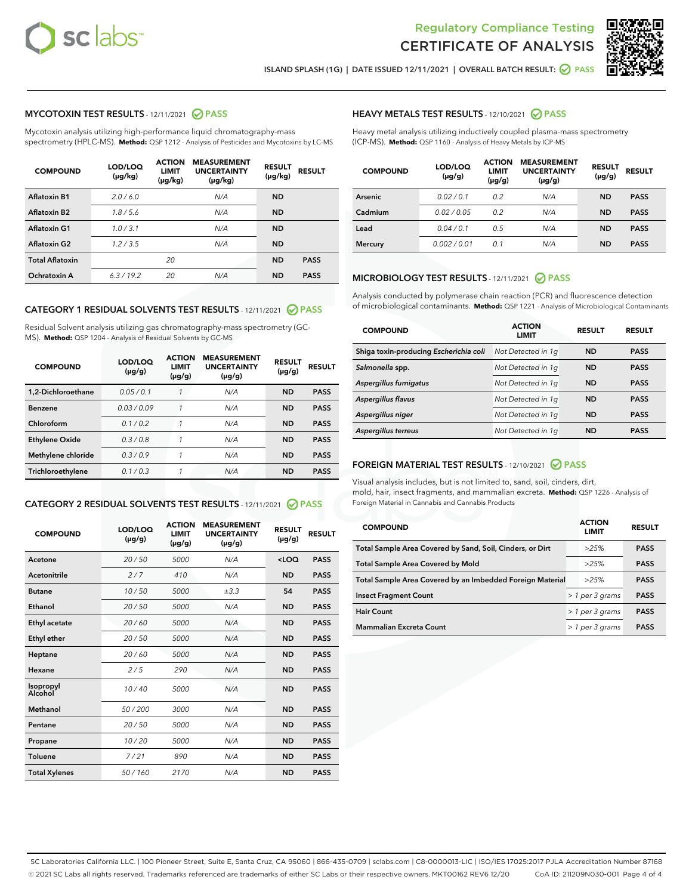Regulatory Compliance Testing
# CERTIFICATE OF ANALYSIS

ISLAND SPLASH (1G) | DATE ISSUED 12/11/2021 | OVERALL BATCH RESULT: PASS

## MYCOTOXIN TEST RESULTS - 12/11/2021 PASS

Mycotoxin analysis utilizing high-performance liquid chromatography-mass spectrometry (HPLC-MS). **Method:** QSP 1212 - Analysis of Pesticides and Mycotoxins by LC-MS

| COMPOUND | LOD/LOQ (µg/kg) | ACTION LIMIT (µg/kg) | MEASUREMENT UNCERTAINTY (µg/kg) | RESULT (µg/kg) | RESULT |
|---|---|---|---|---|---|
| Aflatoxin B1 | 2.0 / 6.0 | | N/A | ND | |
| Aflatoxin B2 | 1.8 / 5.6 | | N/A | ND | |
| Aflatoxin G1 | 1.0 / 3.1 | | N/A | ND | |
| Aflatoxin G2 | 1.2 / 3.5 | | N/A | ND | |
| Total Aflatoxin | | 20 | | ND | PASS |
| Ochratoxin A | 6.3 / 19.2 | 20 | N/A | ND | PASS |

## CATEGORY 1 RESIDUAL SOLVENTS TEST RESULTS - 12/11/2021 PASS

Residual Solvent analysis utilizing gas chromatography-mass spectrometry (GC-MS). **Method:** QSP 1204 - Analysis of Residual Solvents by GC-MS

| COMPOUND | LOD/LOQ (µg/g) | ACTION LIMIT (µg/g) | MEASUREMENT UNCERTAINTY (µg/g) | RESULT (µg/g) | RESULT |
|---|---|---|---|---|---|
| 1,2-Dichloroethane | 0.05 / 0.1 | 1 | N/A | ND | PASS |
| Benzene | 0.03 / 0.09 | 1 | N/A | ND | PASS |
| Chloroform | 0.1 / 0.2 | 1 | N/A | ND | PASS |
| Ethylene Oxide | 0.3 / 0.8 | 1 | N/A | ND | PASS |
| Methylene chloride | 0.3 / 0.9 | 1 | N/A | ND | PASS |
| Trichloroethylene | 0.1 / 0.3 | 1 | N/A | ND | PASS |

## CATEGORY 2 RESIDUAL SOLVENTS TEST RESULTS - 12/11/2021 PASS

| COMPOUND | LOD/LOQ (µg/g) | ACTION LIMIT (µg/g) | MEASUREMENT UNCERTAINTY (µg/g) | RESULT (µg/g) | RESULT |
|---|---|---|---|---|---|
| Acetone | 20 / 50 | 5000 | N/A | <LOQ | PASS |
| Acetonitrile | 2 / 7 | 410 | N/A | ND | PASS |
| Butane | 10 / 50 | 5000 | ±3.3 | 54 | PASS |
| Ethanol | 20 / 50 | 5000 | N/A | ND | PASS |
| Ethyl acetate | 20 / 60 | 5000 | N/A | ND | PASS |
| Ethyl ether | 20 / 50 | 5000 | N/A | ND | PASS |
| Heptane | 20 / 60 | 5000 | N/A | ND | PASS |
| Hexane | 2 / 5 | 290 | N/A | ND | PASS |
| Isopropyl Alcohol | 10 / 40 | 5000 | N/A | ND | PASS |
| Methanol | 50 / 200 | 3000 | N/A | ND | PASS |
| Pentane | 20 / 50 | 5000 | N/A | ND | PASS |
| Propane | 10 / 20 | 5000 | N/A | ND | PASS |
| Toluene | 7 / 21 | 890 | N/A | ND | PASS |
| Total Xylenes | 50 / 160 | 2170 | N/A | ND | PASS |

## HEAVY METALS TEST RESULTS - 12/10/2021 PASS

Heavy metal analysis utilizing inductively coupled plasma-mass spectrometry (ICP-MS). **Method:** QSP 1160 - Analysis of Heavy Metals by ICP-MS

| COMPOUND | LOD/LOQ (µg/g) | ACTION LIMIT (µg/g) | MEASUREMENT UNCERTAINTY (µg/g) | RESULT (µg/g) | RESULT |
|---|---|---|---|---|---|
| Arsenic | 0.02 / 0.1 | 0.2 | N/A | ND | PASS |
| Cadmium | 0.02 / 0.05 | 0.2 | N/A | ND | PASS |
| Lead | 0.04 / 0.1 | 0.5 | N/A | ND | PASS |
| Mercury | 0.002 / 0.01 | 0.1 | N/A | ND | PASS |

## MICROBIOLOGY TEST RESULTS - 12/11/2021 PASS

Analysis conducted by polymerase chain reaction (PCR) and fluorescence detection of microbiological contaminants. **Method:** QSP 1221 - Analysis of Microbiological Contaminants

| COMPOUND | ACTION LIMIT | RESULT | RESULT |
|---|---|---|---|
| Shiga toxin-producing *Escherichia coli* | Not Detected in 1g | ND | PASS |
| *Salmonella* spp. | Not Detected in 1g | ND | PASS |
| *Aspergillus fumigatus* | Not Detected in 1g | ND | PASS |
| *Aspergillus flavus* | Not Detected in 1g | ND | PASS |
| *Aspergillus niger* | Not Detected in 1g | ND | PASS |
| *Aspergillus terreus* | Not Detected in 1g | ND | PASS |

## FOREIGN MATERIAL TEST RESULTS - 12/10/2021 PASS

Visual analysis includes, but is not limited to, sand, soil, cinders, dirt, mold, hair, insect fragments, and mammalian excreta. **Method:** QSP 1226 - Analysis of Foreign Material in Cannabis and Cannabis Products

| COMPOUND | ACTION LIMIT | RESULT |
|---|---|---|
| Total Sample Area Covered by Sand, Soil, Cinders, or Dirt | >25% | PASS |
| Total Sample Area Covered by Mold | >25% | PASS |
| Total Sample Area Covered by an Imbedded Foreign Material | >25% | PASS |
| Insect Fragment Count | > 1 per 3 grams | PASS |
| Hair Count | > 1 per 3 grams | PASS |
| Mammalian Excreta Count | > 1 per 3 grams | PASS |

SC Laboratories California LLC. | 100 Pioneer Street, Suite E, Santa Cruz, CA 95060 | 866-435-0709 | sclabs.com | C8-0000013-LIC | ISO/IES 17025:2017 PJLA Accreditation Number 87168
© 2021 SC Labs all rights reserved. Trademarks referenced are trademarks of either SC Labs or their respective owners. MKT00162 REV6 12/20 CoA ID: 211209N030-001